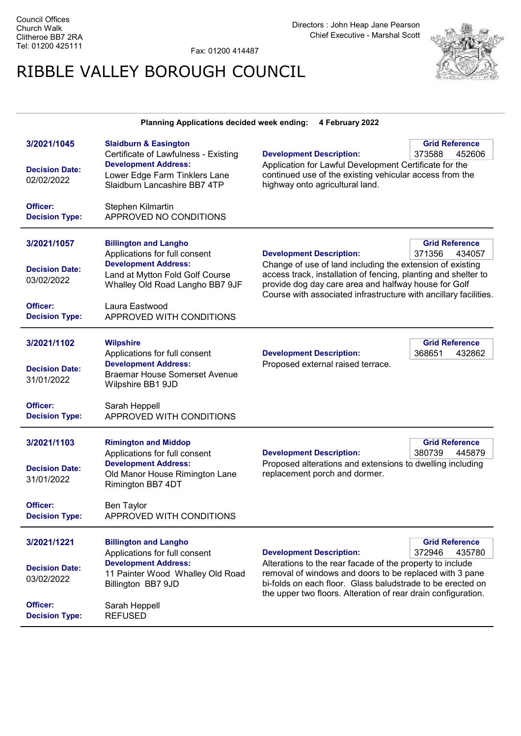Council Offices
Church Walk
Clitheroe BB7 2RA
Tel: 01200 425111

Fax: 01200 414487

Directors : John Heap Jane Pearson
Chief Executive - Marshal Scott

# RIBBLE VALLEY BOROUGH COUNCIL

**Planning Applications decided week ending: 4 February 2022**

---

**3/2021/1045**

**Slaidburn & Easington**
Certificate of Lawfulness - Existing

**Grid Reference:** 373588 452606

**Decision Date:** 02/02/2022

**Development Address:**
Lower Edge Farm Tinklers Lane Slaidburn Lancashire BB7 4TP

**Development Description:**
Application for Lawful Development Certificate for the continued use of the existing vehicular access from the highway onto agricultural land.

**Officer:** Stephen Kilmartin

**Decision Type:** APPROVED NO CONDITIONS

---

**3/2021/1057**

**Billington and Langho**
Applications for full consent

**Grid Reference:** 371356 434057

**Decision Date:** 03/02/2022

**Development Address:**
Land at Mytton Fold Golf Course Whalley Old Road Langho BB7 9JF

**Development Description:**
Change of use of land including the extension of existing access track, installation of fencing, planting and shelter to provide dog day care area and halfway house for Golf Course with associated infrastructure with ancillary facilities.

**Officer:** Laura Eastwood

**Decision Type:** APPROVED WITH CONDITIONS

---

**3/2021/1102**

**Wilpshire**
Applications for full consent

**Grid Reference:** 368651 432862

**Decision Date:** 31/01/2022

**Development Address:**
Braemar House Somerset Avenue Wilpshire BB1 9JD

**Development Description:**
Proposed external raised terrace.

**Officer:** Sarah Heppell

**Decision Type:** APPROVED WITH CONDITIONS

---

**3/2021/1103**

**Rimington and Middop**
Applications for full consent

**Grid Reference:** 380739 445879

**Decision Date:** 31/01/2022

**Development Address:**
Old Manor House Rimington Lane Rimington BB7 4DT

**Development Description:**
Proposed alterations and extensions to dwelling including replacement porch and dormer.

**Officer:** Ben Taylor

**Decision Type:** APPROVED WITH CONDITIONS

---

**3/2021/1221**

**Billington and Langho**
Applications for full consent

**Grid Reference:** 372946 435780

**Decision Date:** 03/02/2022

**Development Address:**
11 Painter Wood Whalley Old Road Billington BB7 9JD

**Development Description:**
Alterations to the rear facade of the property to include removal of windows and doors to be replaced with 3 pane bi-folds on each floor. Glass baludstrade to be erected on the upper two floors. Alteration of rear drain configuration.

**Officer:** Sarah Heppell

**Decision Type:** REFUSED

---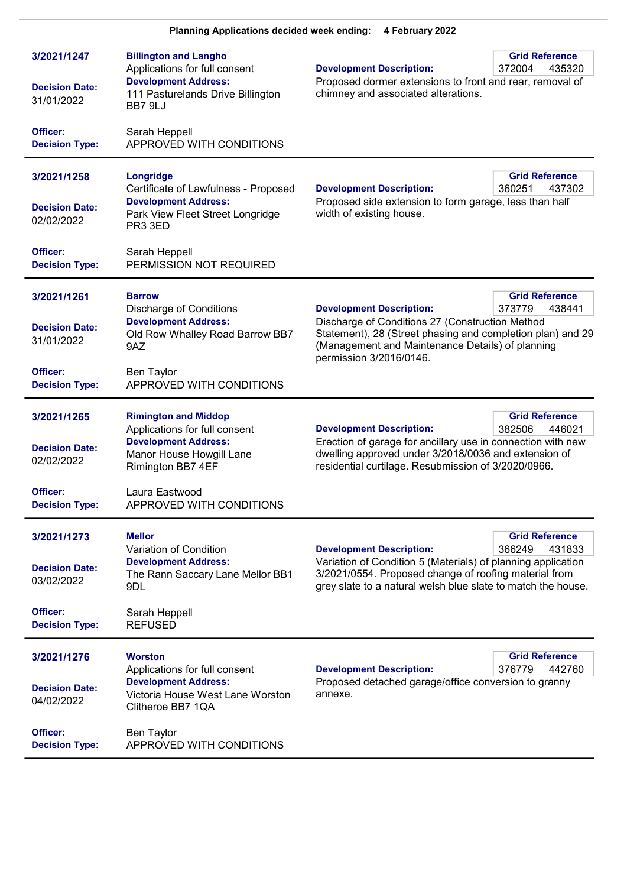**Planning Applications decided week ending: 4 February 2022**

---

**3/2021/1247**

**Billington and Langho**
Applications for full consent

**Development Address:**
111 Pasturelands Drive Billington BB7 9LJ

**Decision Date:** 31/01/2022

**Officer:** Sarah Heppell
**Decision Type:** APPROVED WITH CONDITIONS

**Grid Reference:** 372004 435320

**Development Description:**
Proposed dormer extensions to front and rear, removal of chimney and associated alterations.

---

**3/2021/1258**

**Longridge**
Certificate of Lawfulness - Proposed

**Development Address:**
Park View Fleet Street Longridge PR3 3ED

**Decision Date:** 02/02/2022

**Officer:** Sarah Heppell
**Decision Type:** PERMISSION NOT REQUIRED

**Grid Reference:** 360251 437302

**Development Description:**
Proposed side extension to form garage, less than half width of existing house.

---

**3/2021/1261**

**Barrow**
Discharge of Conditions

**Development Address:**
Old Row Whalley Road Barrow BB7 9AZ

**Decision Date:** 31/01/2022

**Officer:** Ben Taylor
**Decision Type:** APPROVED WITH CONDITIONS

**Grid Reference:** 373779 438441

**Development Description:**
Discharge of Conditions 27 (Construction Method Statement), 28 (Street phasing and completion plan) and 29 (Management and Maintenance Details) of planning permission 3/2016/0146.

---

**3/2021/1265**

**Rimington and Middop**
Applications for full consent

**Development Address:**
Manor House Howgill Lane Rimington BB7 4EF

**Decision Date:** 02/02/2022

**Officer:** Laura Eastwood
**Decision Type:** APPROVED WITH CONDITIONS

**Grid Reference:** 382506 446021

**Development Description:**
Erection of garage for ancillary use in connection with new dwelling approved under 3/2018/0036 and extension of residential curtilage. Resubmission of 3/2020/0966.

---

**3/2021/1273**

**Mellor**
Variation of Condition

**Development Address:**
The Rann Saccary Lane Mellor BB1 9DL

**Decision Date:** 03/02/2022

**Officer:** Sarah Heppell
**Decision Type:** REFUSED

**Grid Reference:** 366249 431833

**Development Description:**
Variation of Condition 5 (Materials) of planning application 3/2021/0554. Proposed change of roofing material from grey slate to a natural welsh blue slate to match the house.

---

**3/2021/1276**

**Worston**
Applications for full consent

**Development Address:**
Victoria House West Lane Worston Clitheroe BB7 1QA

**Decision Date:** 04/02/2022

**Officer:** Ben Taylor
**Decision Type:** APPROVED WITH CONDITIONS

**Grid Reference:** 376779 442760

**Development Description:**
Proposed detached garage/office conversion to granny annexe.

---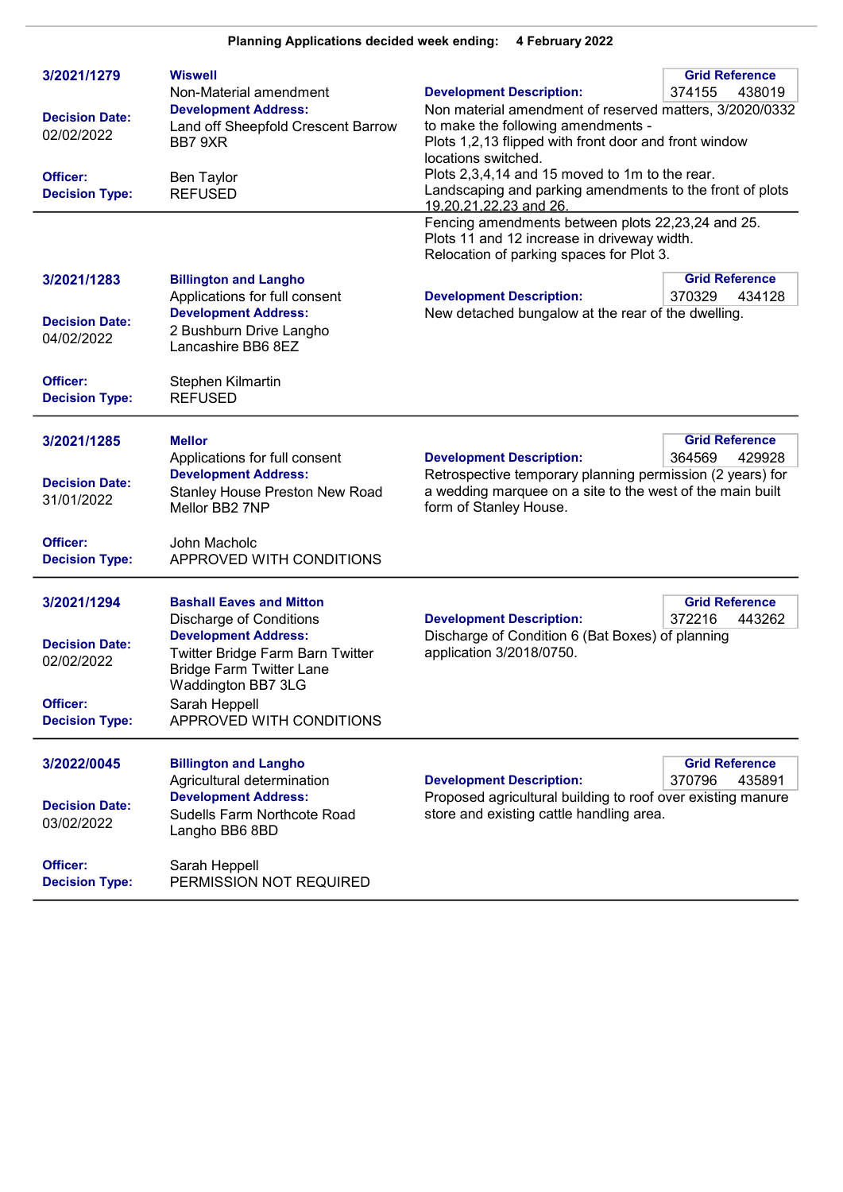**Planning Applications decided week ending: 4 February 2022**

---

**3/2021/1279**

**Wiswell**
Non-Material amendment

**Development Address:**
Land off Sheepfold Crescent Barrow BB7 9XR

**Decision Date:** 02/02/2022

**Officer:** Ben Taylor

**Decision Type:** REFUSED

**Grid Reference:** 374155 438019

**Development Description:**
Non material amendment of reserved matters, 3/2020/0332 to make the following amendments -
Plots 1,2,13 flipped with front door and front window locations switched.
Plots 2,3,4,14 and 15 moved to 1m to the rear.
Landscaping and parking amendments to the front of plots 19,20,21,22,23 and 26.
Fencing amendments between plots 22,23,24 and 25.
Plots 11 and 12 increase in driveway width.
Relocation of parking spaces for Plot 3.

---

**3/2021/1283**

**Billington and Langho**
Applications for full consent

**Development Address:**
2 Bushburn Drive Langho Lancashire BB6 8EZ

**Decision Date:** 04/02/2022

**Officer:** Stephen Kilmartin

**Decision Type:** REFUSED

**Grid Reference:** 370329 434128

**Development Description:**
New detached bungalow at the rear of the dwelling.

---

**3/2021/1285**

**Mellor**
Applications for full consent

**Development Address:**
Stanley House Preston New Road Mellor BB2 7NP

**Decision Date:** 31/01/2022

**Officer:** John Macholc

**Decision Type:** APPROVED WITH CONDITIONS

**Grid Reference:** 364569 429928

**Development Description:**
Retrospective temporary planning permission (2 years) for a wedding marquee on a site to the west of the main built form of Stanley House.

---

**3/2021/1294**

**Bashall Eaves and Mitton**
Discharge of Conditions

**Development Address:**
Twitter Bridge Farm Barn Twitter Bridge Farm Twitter Lane Waddington BB7 3LG

**Decision Date:** 02/02/2022

**Officer:** Sarah Heppell

**Decision Type:** APPROVED WITH CONDITIONS

**Grid Reference:** 372216 443262

**Development Description:**
Discharge of Condition 6 (Bat Boxes) of planning application 3/2018/0750.

---

**3/2022/0045**

**Billington and Langho**
Agricultural determination

**Development Address:**
Sudells Farm Northcote Road Langho BB6 8BD

**Decision Date:** 03/02/2022

**Officer:** Sarah Heppell

**Decision Type:** PERMISSION NOT REQUIRED

**Grid Reference:** 370796 435891

**Development Description:**
Proposed agricultural building to roof over existing manure store and existing cattle handling area.